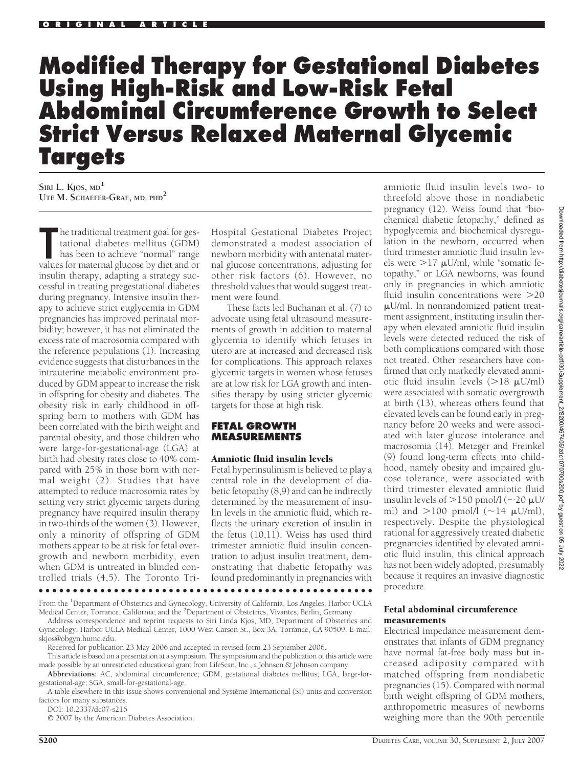ORIGINAL ARTICLE

# Modified Therapy for Gestational Diabetes Using High-Risk and Low-Risk Fetal Abdominal Circumference Growth to Select Strict Versus Relaxed Maternal Glycemic Targets

SIRI L. KJOS, MD[1]
UTE M. SCHAEFER-GRAF, MD, PHD[2]

The traditional treatment goal for gestational diabetes mellitus (GDM) has been to achieve "normal" range values for maternal glucose by diet and or insulin therapy, adapting a strategy successful in treating pregestational diabetes during pregnancy. Intensive insulin therapy to achieve strict euglycemia in GDM pregnancies has improved perinatal morbidity; however, it has not eliminated the excess rate of macrosomia compared with the reference populations (1). Increasing evidence suggests that disturbances in the intrauterine metabolic environment produced by GDM appear to increase the risk in offspring for obesity and diabetes. The obesity risk in early childhood in offspring born to mothers with GDM has been correlated with the birth weight and parental obesity, and those children who were large-for-gestational-age (LGA) at birth had obesity rates close to 40% compared with 25% in those born with normal weight (2). Studies that have attempted to reduce macrosomia rates by setting very strict glycemic targets during pregnancy have required insulin therapy in two-thirds of the women (3). However, only a minority of offspring of GDM mothers appear to be at risk for fetal overgrowth and newborn morbidity, even when GDM is untreated in blinded controlled trials (4,5). The Toronto Tri-Hospital Gestational Diabetes Project demonstrated a modest association of newborn morbidity with antenatal maternal glucose concentrations, adjusting for other risk factors (6). However, no threshold values that would suggest treatment were found.

These facts led Buchanan et al. (7) to advocate using fetal ultrasound measurements of growth in addition to maternal glycemia to identify which fetuses in utero are at increased and decreased risk for complications. This approach relaxes glycemic targets in women whose fetuses are at low risk for LGA growth and intensifies therapy by using stricter glycemic targets for those at high risk.

## FETAL GROWTH MEASUREMENTS

### Amniotic fluid insulin levels

Fetal hyperinsulinism is believed to play a central role in the development of diabetic fetopathy (8,9) and can be indirectly determined by the measurement of insulin levels in the amniotic fluid, which reflects the urinary excretion of insulin in the fetus (10,11). Weiss has used third trimester amniotic fluid insulin concentration to adjust insulin treatment, demonstrating that diabetic fetopathy was found predominantly in pregnancies with amniotic fluid insulin levels two- to threefold above those in nondiabetic pregnancy (12). Weiss found that "biochemical diabetic fetopathy," defined as hypoglycemia and biochemical dysregulation in the newborn, occurred when third trimester amniotic fluid insulin levels were $>17$ μU/ml, while "somatic fetopathy," or LGA newborns, was found only in pregnancies in which amniotic fluid insulin concentrations were $>20$ μU/ml. In nonrandomized patient treatment assignment, instituting insulin therapy when elevated amniotic fluid insulin levels were detected reduced the risk of both complications compared with those not treated. Other researchers have confirmed that only markedly elevated amniotic fluid insulin levels ($>18$ μU/ml) were associated with somatic overgrowth at birth (13), whereas others found that elevated levels can be found early in pregnancy before 20 weeks and were associated with later glucose intolerance and macrosomia (14). Metzger and Freinkel (9) found long-term effects into childhood, namely obesity and impaired glucose tolerance, were associated with third trimester elevated amniotic fluid insulin levels of $>150$ pmol/l ($\sim$20 μU/ml) and $>100$ pmol/l ($\sim$14 μU/ml), respectively. Despite the physiological rational for aggressively treated diabetic pregnancies identified by elevated amniotic fluid insulin, this clinical approach has not been widely adopted, presumably because it requires an invasive diagnostic procedure.

### Fetal abdominal circumference measurements

Electrical impedance measurement demonstrates that infants of GDM pregnancy have normal fat-free body mass but increased adiposity compared with matched offspring from nondiabetic pregnancies (15). Compared with normal birth weight offspring of GDM mothers, anthropometric measures of newborns weighing more than the 90th percentile

From the [1]Department of Obstetrics and Gynecology, University of California, Los Angeles, Harbor UCLA Medical Center, Torrance, California; and the [2]Department of Obstetrics, Vivantes, Berlin, Germany.

Address correspondence and reprint requests to Siri Linda Kjos, MD, Department of Obstetrics and Gynecology, Harbor UCLA Medical Center, 1000 West Carson St., Box 3A, Torrance, CA 90509. E-mail: skjos@obgyn.humc.edu.

Received for publication 23 May 2006 and accepted in revised form 23 September 2006.

This article is based on a presentation at a symposium. The symposium and the publication of this article were made possible by an unrestricted educational grant from LifeScan, Inc., a Johnson & Johnson company.

**Abbreviations:** AC, abdominal circumference; GDM, gestational diabetes mellitus; LGA, large-for-gestational-age; SGA, small-for-gestational-age.

A table elsewhere in this issue shows conventional and Système International (SI) units and conversion factors for many substances.

DOI: 10.2337/dc07-s216

© 2007 by the American Diabetes Association.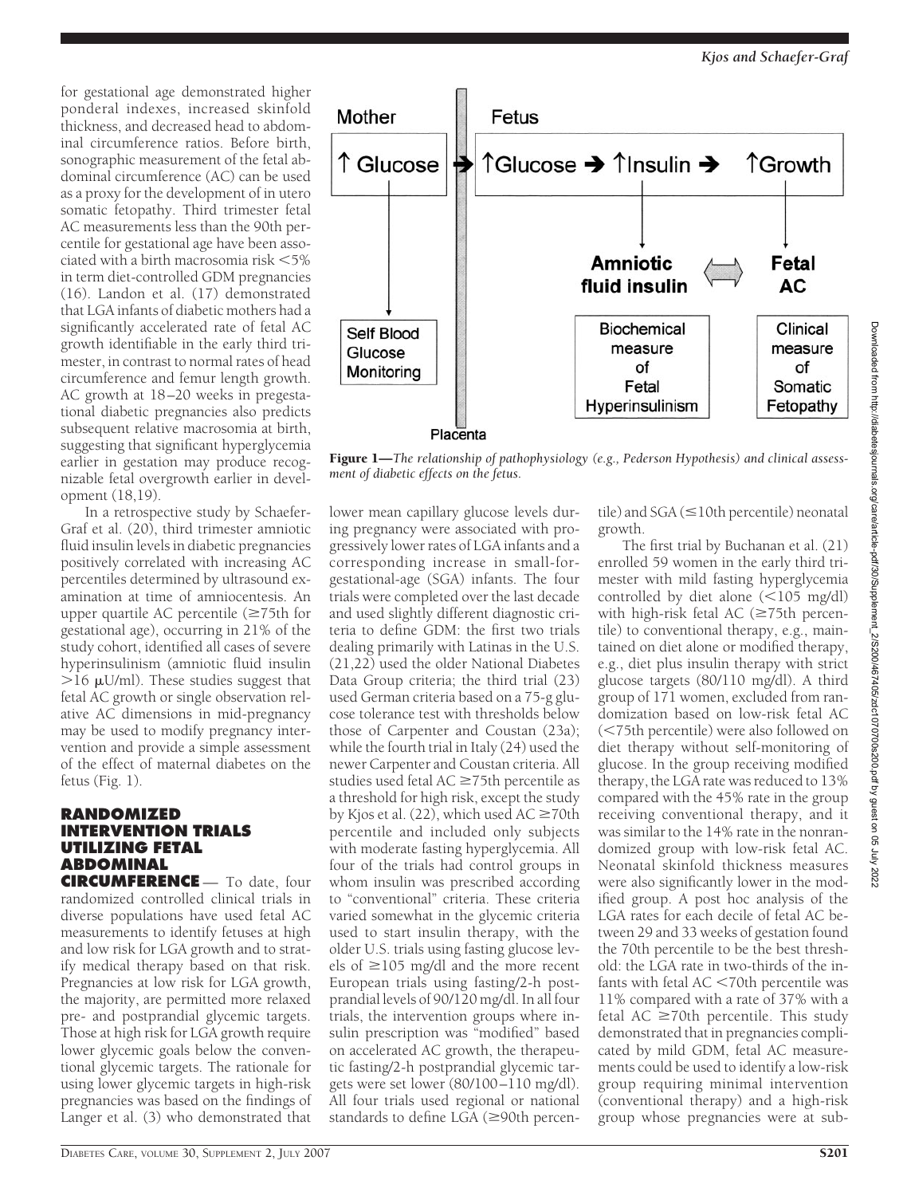for gestational age demonstrated higher ponderal indexes, increased skinfold thickness, and decreased head to abdominal circumference ratios. Before birth, sonographic measurement of the fetal abdominal circumference (AC) can be used as a proxy for the development of in utero somatic fetopathy. Third trimester fetal AC measurements less than the 90th percentile for gestational age have been associated with a birth macrosomia risk <5% in term diet-controlled GDM pregnancies (16). Landon et al. (17) demonstrated that LGA infants of diabetic mothers had a significantly accelerated rate of fetal AC growth identifiable in the early third trimester, in contrast to normal rates of head circumference and femur length growth. AC growth at 18–20 weeks in pregestational diabetic pregnancies also predicts subsequent relative macrosomia at birth, suggesting that significant hyperglycemia earlier in gestation may produce recognizable fetal overgrowth earlier in development (18,19).

In a retrospective study by Schaefer-Graf et al. (20), third trimester amniotic fluid insulin levels in diabetic pregnancies positively correlated with increasing AC percentiles determined by ultrasound examination at time of amniocentesis. An upper quartile AC percentile (≥75th for gestational age), occurring in 21% of the study cohort, identified all cases of severe hyperinsulinism (amniotic fluid insulin >16 μU/ml). These studies suggest that fetal AC growth or single observation relative AC dimensions in mid-pregnancy may be used to modify pregnancy intervention and provide a simple assessment of the effect of maternal diabetes on the fetus (Fig. 1).

Mother | Fetus

↑ Glucose ➔ ↑Glucose ➔ ↑Insulin ➔ ↑Growth

Self Blood Glucose Monitoring

Amniotic fluid insulin ⟺ Fetal AC

Biochemical measure of Fetal Hyperinsulinism

Clinical measure of Somatic Fetopathy

Placenta

**Figure 1**—*The relationship of pathophysiology (e.g., Pederson Hypothesis) and clinical assessment of diabetic effects on the fetus.*

## RANDOMIZED INTERVENTION TRIALS UTILIZING FETAL ABDOMINAL CIRCUMFERENCE

To date, four randomized controlled clinical trials in diverse populations have used fetal AC measurements to identify fetuses at high and low risk for LGA growth and to stratify medical therapy based on that risk. Pregnancies at low risk for LGA growth, the majority, are permitted more relaxed pre- and postprandial glycemic targets. Those at high risk for LGA growth require lower glycemic goals below the conventional glycemic targets. The rationale for using lower glycemic targets in high-risk pregnancies was based on the findings of Langer et al. (3) who demonstrated that lower mean capillary glucose levels during pregnancy were associated with progressively lower rates of LGA infants and a corresponding increase in small-for-gestational-age (SGA) infants. The four trials were completed over the last decade and used slightly different diagnostic criteria to define GDM: the first two trials dealing primarily with Latinas in the U.S. (21,22) used the older National Diabetes Data Group criteria; the third trial (23) used German criteria based on a 75-g glucose tolerance test with thresholds below those of Carpenter and Coustan (23a); while the fourth trial in Italy (24) used the newer Carpenter and Coustan criteria. All studies used fetal AC ≥75th percentile as a threshold for high risk, except the study by Kjos et al. (22), which used AC ≥70th percentile and included only subjects with moderate fasting hyperglycemia. All four of the trials had control groups in whom insulin was prescribed according to "conventional" criteria. These criteria varied somewhat in the glycemic criteria used to start insulin therapy, with the older U.S. trials using fasting glucose levels of ≥105 mg/dl and the more recent European trials using fasting/2-h postprandial levels of 90/120 mg/dl. In all four trials, the intervention groups where insulin prescription was "modified" based on accelerated AC growth, the therapeutic fasting/2-h postprandial glycemic targets were set lower (80/100–110 mg/dl). All four trials used regional or national standards to define LGA (≥90th percentile) and SGA (≤10th percentile) neonatal growth.

The first trial by Buchanan et al. (21) enrolled 59 women in the early third trimester with mild fasting hyperglycemia controlled by diet alone (<105 mg/dl) with high-risk fetal AC (≥75th percentile) to conventional therapy, e.g., maintained on diet alone or modified therapy, e.g., diet plus insulin therapy with strict glucose targets (80/110 mg/dl). A third group of 171 women, excluded from randomization based on low-risk fetal AC (<75th percentile) were also followed on diet therapy without self-monitoring of glucose. In the group receiving modified therapy, the LGA rate was reduced to 13% compared with the 45% rate in the group receiving conventional therapy, and it was similar to the 14% rate in the nonrandomized group with low-risk fetal AC. Neonatal skinfold thickness measures were also significantly lower in the modified group. A post hoc analysis of the LGA rates for each decile of fetal AC between 29 and 33 weeks of gestation found the 70th percentile to be the best threshold: the LGA rate in two-thirds of the infants with fetal AC <70th percentile was 11% compared with a rate of 37% with a fetal AC ≥70th percentile. This study demonstrated that in pregnancies complicated by mild GDM, fetal AC measurements could be used to identify a low-risk group requiring minimal intervention (conventional therapy) and a high-risk group whose pregnancies were at sub-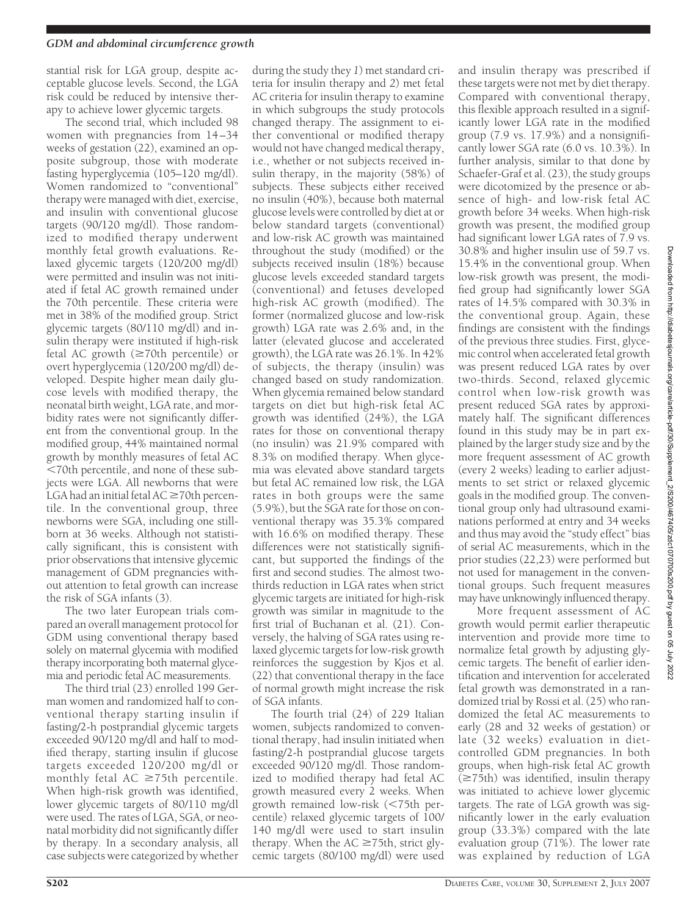stantial risk for LGA group, despite acceptable glucose levels. Second, the LGA risk could be reduced by intensive therapy to achieve lower glycemic targets.

The second trial, which included 98 women with pregnancies from 14–34 weeks of gestation (22), examined an opposite subgroup, those with moderate fasting hyperglycemia (105–120 mg/dl). Women randomized to "conventional" therapy were managed with diet, exercise, and insulin with conventional glucose targets (90/120 mg/dl). Those randomized to modified therapy underwent monthly fetal growth evaluations. Relaxed glycemic targets (120/200 mg/dl) were permitted and insulin was not initiated if fetal AC growth remained under the 70th percentile. These criteria were met in 38% of the modified group. Strict glycemic targets (80/110 mg/dl) and insulin therapy were instituted if high-risk fetal AC growth (≥70th percentile) or overt hyperglycemia (120/200 mg/dl) developed. Despite higher mean daily glucose levels with modified therapy, the neonatal birth weight, LGA rate, and morbidity rates were not significantly different from the conventional group. In the modified group, 44% maintained normal growth by monthly measures of fetal AC <70th percentile, and none of these subjects were LGA. All newborns that were LGA had an initial fetal AC ≥70th percentile. In the conventional group, three newborns were SGA, including one stillborn at 36 weeks. Although not statistically significant, this is consistent with prior observations that intensive glycemic management of GDM pregnancies without attention to fetal growth can increase the risk of SGA infants (3).

The two later European trials compared an overall management protocol for GDM using conventional therapy based solely on maternal glycemia with modified therapy incorporating both maternal glycemia and periodic fetal AC measurements.

The third trial (23) enrolled 199 German women and randomized half to conventional therapy starting insulin if fasting/2-h postprandial glycemic targets exceeded 90/120 mg/dl and half to modified therapy, starting insulin if glucose targets exceeded 120/200 mg/dl or monthly fetal AC ≥75th percentile. When high-risk growth was identified, lower glycemic targets of 80/110 mg/dl were used. The rates of LGA, SGA, or neonatal morbidity did not significantly differ by therapy. In a secondary analysis, all case subjects were categorized by whether during the study they *1*) met standard criteria for insulin therapy and *2*) met fetal AC criteria for insulin therapy to examine in which subgroups the study protocols changed therapy. The assignment to either conventional or modified therapy would not have changed medical therapy, i.e., whether or not subjects received insulin, in the majority (58%) of subjects. These subjects either received no insulin (40%), because both maternal glucose levels were controlled by diet at or below standard targets (conventional) and low-risk AC growth was maintained throughout the study (modified) or the subjects received insulin (18%) because glucose levels exceeded standard targets (conventional) and fetuses developed high-risk AC growth (modified). The former (normalized glucose and low-risk growth) LGA rate was 2.6% and, in the latter (elevated glucose and accelerated growth), the LGA rate was 26.1%. In 42% of subjects, the therapy (insulin) was changed based on study randomization. When glycemia remained below standard targets on diet but high-risk fetal AC growth was identified (24%), the LGA rates for those on conventional therapy (no insulin) was 21.9% compared with 8.3% on modified therapy. When glycemia was elevated above standard targets but fetal AC remained low risk, the LGA rates in both groups were the same (5.9%), but the SGA rate for those on conventional therapy was 35.3% compared with 16.6% on modified therapy. These differences were not statistically significant, but supported the findings of the first and second studies. The almost two-thirds reduction in LGA rates when strict glycemic targets are initiated for high-risk growth was similar in magnitude to the first trial of Buchanan et al. (21). Conversely, the halving of SGA rates using relaxed glycemic targets for low-risk growth reinforces the suggestion by Kjos et al. (22) that conventional therapy in the face of normal growth might increase the risk of SGA infants.

The fourth trial (24) of 229 Italian women, subjects randomized to conventional therapy, had insulin initiated when fasting/2-h postprandial glucose targets exceeded 90/120 mg/dl. Those randomized to modified therapy had fetal AC growth measured every 2 weeks. When growth remained low-risk (<75th percentile) relaxed glycemic targets of 100/140 mg/dl were used to start insulin therapy. When the AC ≥75th, strict glycemic targets (80/100 mg/dl) were used and insulin therapy was prescribed if these targets were not met by diet therapy. Compared with conventional therapy, this flexible approach resulted in a significantly lower LGA rate in the modified group (7.9 vs. 17.9%) and a nonsignificantly lower SGA rate (6.0 vs. 10.3%). In further analysis, similar to that done by Schaefer-Graf et al. (23), the study groups were dicotomized by the presence or absence of high- and low-risk fetal AC growth before 34 weeks. When high-risk growth was present, the modified group had significant lower LGA rates of 7.9 vs. 30.8% and higher insulin use of 59.7 vs. 15.4% in the conventional group. When low-risk growth was present, the modified group had significantly lower SGA rates of 14.5% compared with 30.3% in the conventional group. Again, these findings are consistent with the findings of the previous three studies. First, glycemic control when accelerated fetal growth was present reduced LGA rates by over two-thirds. Second, relaxed glycemic control when low-risk growth was present reduced SGA rates by approximately half. The significant differences found in this study may be in part explained by the larger study size and by the more frequent assessment of AC growth (every 2 weeks) leading to earlier adjustments to set strict or relaxed glycemic goals in the modified group. The conventional group only had ultrasound examinations performed at entry and 34 weeks and thus may avoid the "study effect" bias of serial AC measurements, which in the prior studies (22,23) were performed but not used for management in the conventional groups. Such frequent measures may have unknowingly influenced therapy.

More frequent assessment of AC growth would permit earlier therapeutic intervention and provide more time to normalize fetal growth by adjusting glycemic targets. The benefit of earlier identification and intervention for accelerated fetal growth was demonstrated in a randomized trial by Rossi et al. (25) who randomized the fetal AC measurements to early (28 and 32 weeks of gestation) or late (32 weeks) evaluation in diet-controlled GDM pregnancies. In both groups, when high-risk fetal AC growth (≥75th) was identified, insulin therapy was initiated to achieve lower glycemic targets. The rate of LGA growth was significantly lower in the early evaluation group (33.3%) compared with the late evaluation group (71%). The lower rate was explained by reduction of LGA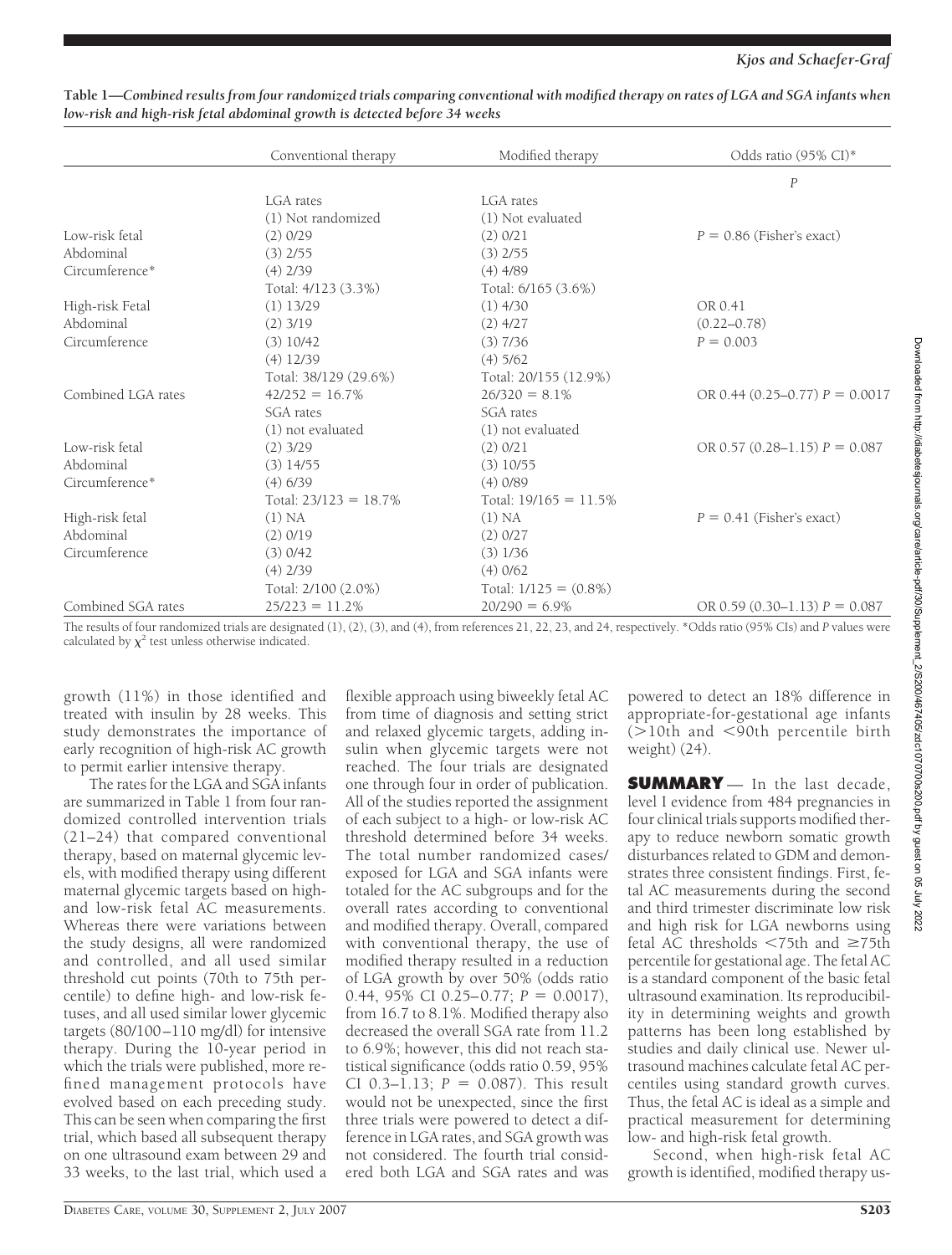**Table 1—Combined results from four randomized trials comparing conventional with modified therapy on rates of LGA and SGA infants when low-risk and high-risk fetal abdominal growth is detected before 34 weeks**

| | Conventional therapy | Modified therapy | Odds ratio (95% CI)* |
|---|---|---|---|
| | | | *P* |
| | LGA rates | LGA rates | |
| | (1) Not randomized | (1) Not evaluated | |
| Low-risk fetal | (2) 0/29 | (2) 0/21 | $P = 0.86$ (Fisher's exact) |
| Abdominal | (3) 2/55 | (3) 2/55 | |
| Circumference* | (4) 2/39 | (4) 4/89 | |
| | Total: 4/123 (3.3%) | Total: 6/165 (3.6%) | |
| High-risk Fetal | (1) 13/29 | (1) 4/30 | OR 0.41 |
| Abdominal | (2) 3/19 | (2) 4/27 | (0.22–0.78) |
| Circumference | (3) 10/42 | (3) 7/36 | $P = 0.003$ |
| | (4) 12/39 | (4) 5/62 | |
| | Total: 38/129 (29.6%) | Total: 20/155 (12.9%) | |
| Combined LGA rates | 42/252 = 16.7% | 26/320 = 8.1% | OR 0.44 (0.25–0.77) $P = 0.0017$ |
| | SGA rates | SGA rates | |
| | (1) not evaluated | (1) not evaluated | |
| Low-risk fetal | (2) 3/29 | (2) 0/21 | OR 0.57 (0.28–1.15) $P = 0.087$ |
| Abdominal | (3) 14/55 | (3) 10/55 | |
| Circumference* | (4) 6/39 | (4) 0/89 | |
| | Total: 23/123 = 18.7% | Total: 19/165 = 11.5% | |
| High-risk fetal | (1) NA | (1) NA | $P = 0.41$ (Fisher's exact) |
| Abdominal | (2) 0/19 | (2) 0/27 | |
| Circumference | (3) 0/42 | (3) 1/36 | |
| | (4) 2/39 | (4) 0/62 | |
| | Total: 2/100 (2.0%) | Total: 1/125 = (0.8%) | |
| Combined SGA rates | 25/223 = 11.2% | 20/290 = 6.9% | OR 0.59 (0.30–1.13) $P = 0.087$ |

The results of four randomized trials are designated (1), (2), (3), and (4), from references 21, 22, 23, and 24, respectively. *Odds ratio (95% CIs) and *P* values were calculated by $\chi^2$ test unless otherwise indicated.

growth (11%) in those identified and treated with insulin by 28 weeks. This study demonstrates the importance of early recognition of high-risk AC growth to permit earlier intensive therapy.

The rates for the LGA and SGA infants are summarized in Table 1 from four randomized controlled intervention trials (21–24) that compared conventional therapy, based on maternal glycemic levels, with modified therapy using different maternal glycemic targets based on high- and low-risk fetal AC measurements. Whereas there were variations between the study designs, all were randomized and controlled, and all used similar threshold cut points (70th to 75th percentile) to define high- and low-risk fetuses, and all used similar lower glycemic targets (80/100–110 mg/dl) for intensive therapy. During the 10-year period in which the trials were published, more refined management protocols have evolved based on each preceding study. This can be seen when comparing the first trial, which based all subsequent therapy on one ultrasound exam between 29 and 33 weeks, to the last trial, which used a flexible approach using biweekly fetal AC from time of diagnosis and setting strict and relaxed glycemic targets, adding insulin when glycemic targets were not reached. The four trials are designated one through four in order of publication. All of the studies reported the assignment of each subject to a high- or low-risk AC threshold determined before 34 weeks. The total number randomized cases/exposed for LGA and SGA infants were totaled for the AC subgroups and for the overall rates according to conventional and modified therapy. Overall, compared with conventional therapy, the use of modified therapy resulted in a reduction of LGA growth by over 50% (odds ratio 0.44, 95% CI 0.25–0.77; $P = 0.0017$), from 16.7 to 8.1%. Modified therapy also decreased the overall SGA rate from 11.2 to 6.9%; however, this did not reach statistical significance (odds ratio 0.59, 95% CI 0.3–1.13; $P = 0.087$). This result would not be unexpected, since the first three trials were powered to detect a difference in LGA rates, and SGA growth was not considered. The fourth trial considered both LGA and SGA rates and was powered to detect an 18% difference in appropriate-for-gestational age infants (>10th and <90th percentile birth weight) (24).

**SUMMARY** — In the last decade, level I evidence from 484 pregnancies in four clinical trials supports modified therapy to reduce newborn somatic growth disturbances related to GDM and demonstrates three consistent findings. First, fetal AC measurements during the second and third trimester discriminate low risk and high risk for LGA newborns using fetal AC thresholds <75th and ≥75th percentile for gestational age. The fetal AC is a standard component of the basic fetal ultrasound examination. Its reproducibility in determining weights and growth patterns has been long established by studies and daily clinical use. Newer ultrasound machines calculate fetal AC percentiles using standard growth curves. Thus, the fetal AC is ideal as a simple and practical measurement for determining low- and high-risk fetal growth.

Second, when high-risk fetal AC growth is identified, modified therapy us-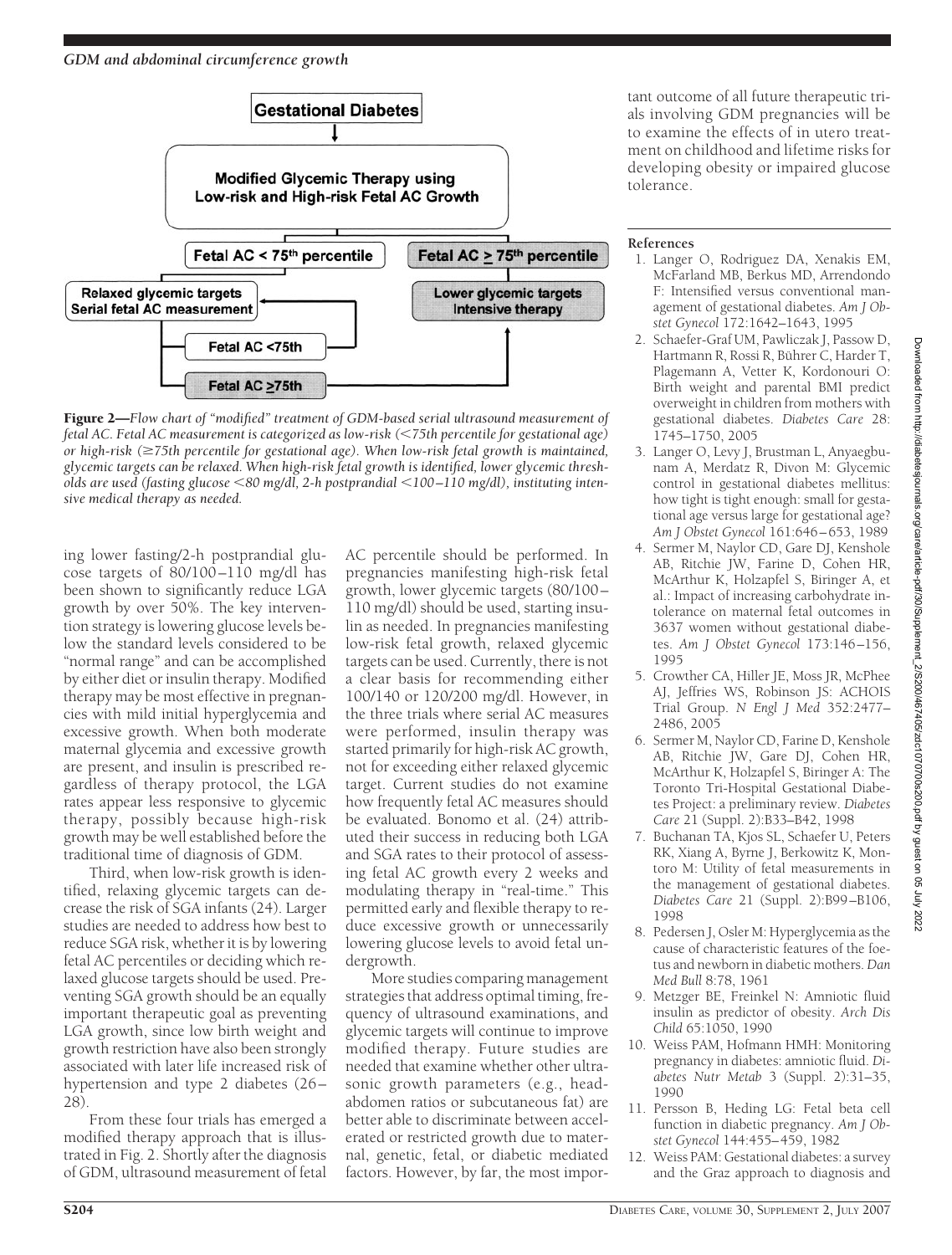**Gestational Diabetes**

**Modified Glycemic Therapy using Low-risk and High-risk Fetal AC Growth**

- **Fetal AC < 75th percentile** → **Relaxed glycemic targets / Serial fetal AC measurement**
  - **Fetal AC <75th** → Relaxed glycemic targets / Serial fetal AC measurement
  - **Fetal AC ≥75th** → Lower glycemic targets / Intensive therapy
- **Fetal AC ≥ 75th percentile** → **Lower glycemic targets / Intensive therapy**

**Figure 2**—*Flow chart of "modified" treatment of GDM-based serial ultrasound measurement of fetal AC. Fetal AC measurement is categorized as low-risk (<75th percentile for gestational age) or high-risk (≥75th percentile for gestational age). When low-risk fetal growth is maintained, glycemic targets can be relaxed. When high-risk fetal growth is identified, lower glycemic thresholds are used (fasting glucose <80 mg/dl, 2-h postprandial <100–110 mg/dl), instituting intensive medical therapy as needed.*

ing lower fasting/2-h postprandial glucose targets of 80/100–110 mg/dl has been shown to significantly reduce LGA growth by over 50%. The key intervention strategy is lowering glucose levels below the standard levels considered to be "normal range" and can be accomplished by either diet or insulin therapy. Modified therapy may be most effective in pregnancies with mild initial hyperglycemia and excessive growth. When both moderate maternal glycemia and excessive growth are present, and insulin is prescribed regardless of therapy protocol, the LGA rates appear less responsive to glycemic therapy, possibly because high-risk growth may be well established before the traditional time of diagnosis of GDM.

Third, when low-risk growth is identified, relaxing glycemic targets can decrease the risk of SGA infants (24). Larger studies are needed to address how best to reduce SGA risk, whether it is by lowering fetal AC percentiles or deciding which relaxed glucose targets should be used. Preventing SGA growth should be an equally important therapeutic goal as preventing LGA growth, since low birth weight and growth restriction have also been strongly associated with later life increased risk of hypertension and type 2 diabetes (26–28).

From these four trials has emerged a modified therapy approach that is illustrated in Fig. 2. Shortly after the diagnosis of GDM, ultrasound measurement of fetal AC percentile should be performed. In pregnancies manifesting high-risk fetal growth, lower glycemic targets (80/100–110 mg/dl) should be used, starting insulin as needed. In pregnancies manifesting low-risk fetal growth, relaxed glycemic targets can be used. Currently, there is not a clear basis for recommending either 100/140 or 120/200 mg/dl. However, in the three trials where serial AC measures were performed, insulin therapy was started primarily for high-risk AC growth, not for exceeding either relaxed glycemic target. Current studies do not examine how frequently fetal AC measures should be evaluated. Bonomo et al. (24) attributed their success in reducing both LGA and SGA rates to their protocol of assessing fetal AC growth every 2 weeks and modulating therapy in "real-time." This permitted early and flexible therapy to reduce excessive growth or unnecessarily lowering glucose levels to avoid fetal undergrowth.

More studies comparing management strategies that address optimal timing, frequency of ultrasound examinations, and glycemic targets will continue to improve modified therapy. Future studies are needed that examine whether other ultrasonic growth parameters (e.g., head-abdomen ratios or subcutaneous fat) are better able to discriminate between accelerated or restricted growth due to maternal, genetic, fetal, or diabetic mediated factors. However, by far, the most important outcome of all future therapeutic trials involving GDM pregnancies will be to examine the effects of in utero treatment on childhood and lifetime risks for developing obesity or impaired glucose tolerance.

## References

1. Langer O, Rodriguez DA, Xenakis EM, McFarland MB, Berkus MD, Arrendondo F: Intensified versus conventional management of gestational diabetes. *Am J Obstet Gynecol* 172:1642–1643, 1995
2. Schaefer-Graf UM, Pawliczak J, Passow D, Hartmann R, Rossi R, Bührer C, Harder T, Plagemann A, Vetter K, Kordonouri O: Birth weight and parental BMI predict overweight in children from mothers with gestational diabetes. *Diabetes Care* 28: 1745–1750, 2005
3. Langer O, Levy J, Brustman L, Anyaegbunam A, Merdatz R, Divon M: Glycemic control in gestational diabetes mellitus: how tight is tight enough: small for gestational age versus large for gestational age? *Am J Obstet Gynecol* 161:646–653, 1989
4. Sermer M, Naylor CD, Gare DJ, Kenshole AB, Ritchie JW, Farine D, Cohen HR, McArthur K, Holzapfel S, Biringer A, et al.: Impact of increasing carbohydrate intolerance on maternal fetal outcomes in 3637 women without gestational diabetes. *Am J Obstet Gynecol* 173:146–156, 1995
5. Crowther CA, Hiller JE, Moss JR, McPhee AJ, Jeffries WS, Robinson JS: ACHOIS Trial Group. *N Engl J Med* 352:2477–2486, 2005
6. Sermer M, Naylor CD, Farine D, Kenshole AB, Ritchie JW, Gare DJ, Cohen HR, McArthur K, Holzapfel S, Biringer A: The Toronto Tri-Hospital Gestational Diabetes Project: a preliminary review. *Diabetes Care* 21 (Suppl. 2):B33–B42, 1998
7. Buchanan TA, Kjos SL, Schaefer U, Peters RK, Xiang A, Byrne J, Berkowitz K, Montoro M: Utility of fetal measurements in the management of gestational diabetes. *Diabetes Care* 21 (Suppl. 2):B99–B106, 1998
8. Pedersen J, Osler M: Hyperglycemia as the cause of characteristic features of the foetus and newborn in diabetic mothers. *Dan Med Bull* 8:78, 1961
9. Metzger BE, Freinkel N: Amniotic fluid insulin as predictor of obesity. *Arch Dis Child* 65:1050, 1990
10. Weiss PAM, Hofmann HMH: Monitoring pregnancy in diabetes: amniotic fluid. *Diabetes Nutr Metab* 3 (Suppl. 2):31–35, 1990
11. Persson B, Heding LG: Fetal beta cell function in diabetic pregnancy. *Am J Obstet Gynecol* 144:455–459, 1982
12. Weiss PAM: Gestational diabetes: a survey and the Graz approach to diagnosis and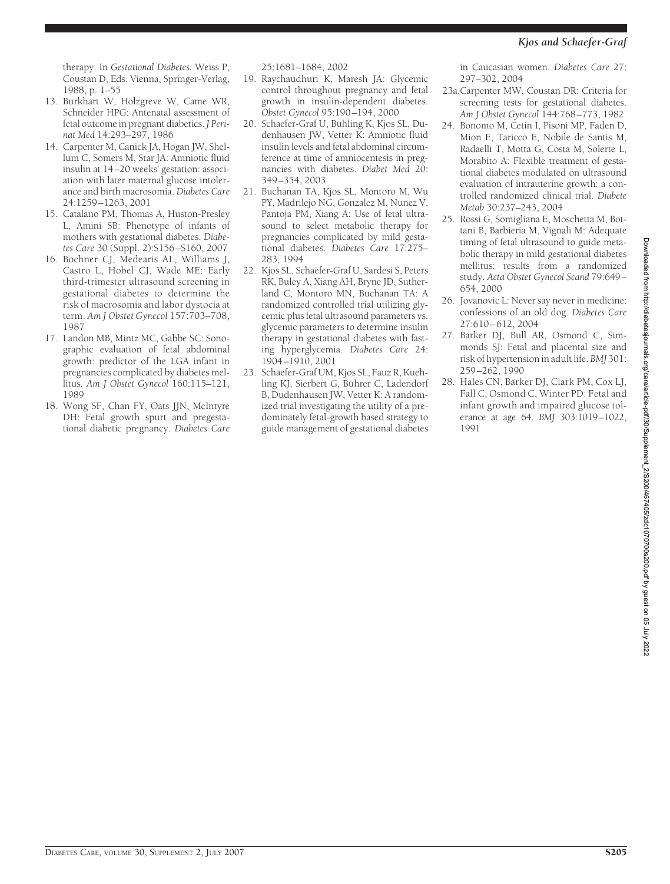therapy. In *Gestational Diabetes.* Weiss P, Coustan D, Eds. Vienna, Springer-Verlag, 1988, p. 1–55

13. Burkhart W, Holzgreve W, Came WR, Schneider HPG: Antenatal assessment of fetal outcome in pregnant diabetics. *J Perinat Med* 14:293–297, 1986
14. Carpenter M, Canick JA, Hogan JW, Shellum C, Somers M, Star JA: Amniotic fluid insulin at 14–20 weeks' gestation: association with later maternal glucose intolerance and birth macrosomia. *Diabetes Care* 24:1259–1263, 2001
15. Catalano PM, Thomas A, Huston-Presley L, Amini SB: Phenotype of infants of mothers with gestational diabetes. *Diabetes Care* 30 (Suppl. 2):S156–S160, 2007
16. Bochner CJ, Medearis AL, Williams J, Castro L, Hobel CJ, Wade ME: Early third-trimester ultrasound screening in gestational diabetes to determine the risk of macrosomia and labor dystocia at term. *Am J Obstet Gynecol* 157:703–708, 1987
17. Landon MB, Mintz MC, Gabbe SC: Sonographic evaluation of fetal abdominal growth: predictor of the LGA infant in pregnancies complicated by diabetes mellitus. *Am J Obstet Gynecol* 160:115–121, 1989
18. Wong SF, Chan FY, Oats JJN, McIntyre DH: Fetal growth spurt and pregestational diabetic pregnancy. *Diabetes Care* 25:1681–1684, 2002
19. Raychaudhuri K, Maresh JA: Glycemic control throughout pregnancy and fetal growth in insulin-dependent diabetes. *Obstet Gynecol* 95:190–194, 2000
20. Schaefer-Graf U, Bühling K, Kjos SL, Dudenhausen JW, Vetter K: Amniotic fluid insulin levels and fetal abdominal circumference at time of amniocentesis in pregnancies with diabetes. *Diabet Med* 20: 349–354, 2003
21. Buchanan TA, Kjos SL, Montoro M, Wu PY, Madrilejo NG, Gonzalez M, Nunez V, Pantoja PM, Xiang A: Use of fetal ultrasound to select metabolic therapy for pregnancies complicated by mild gestational diabetes. *Diabetes Care* 17:275–283, 1994
22. Kjos SL, Schaefer-Graf U, Sardesi S, Peters RK, Buley A, Xiang AH, Bryne JD, Sutherland C, Montoro MN, Buchanan TA: A randomized controlled trial utilizing glycemic plus fetal ultrasound parameters vs. glycemic parameters to determine insulin therapy in gestational diabetes with fasting hyperglycemia. *Diabetes Care* 24: 1904–1910, 2001
23. Schaefer-Graf UM, Kjos SL, Fauz R, Kuehling KJ, Sierbert G, Bührer C, Ladendorf B, Dudenhausen JW, Vetter K: A randomized trial investigating the utility of a predominately fetal-growth based strategy to guide management of gestational diabetes in Caucasian women. *Diabetes Care* 27: 297–302, 2004

23a. Carpenter MW, Coustan DR: Criteria for screening tests for gestational diabetes. *Am J Obstet Gynecol* 144:768–773, 1982

24. Bonomo M, Cetin I, Pisoni MP, Faden D, Mion E, Taricco E, Nobile de Santis M, Radaelli T, Motta G, Costa M, Solerte L, Morabito A: Flexible treatment of gestational diabetes modulated on ultrasound evaluation of intrauterine growth: a controlled randomized clinical trial. *Diabete Metab* 30:237–243, 2004
25. Rossi G, Somigliana E, Moschetta M, Bottani B, Barbieria M, Vignali M: Adequate timing of fetal ultrasound to guide metabolic therapy in mild gestational diabetes mellitus: results from a randomized study. *Acta Obstet Gynecol Scand* 79:649–654, 2000
26. Jovanovic L: Never say never in medicine: confessions of an old dog. *Diabetes Care* 27:610–612, 2004
27. Barker DJ, Bull AR, Osmond C, Simmonds SJ: Fetal and placental size and risk of hypertension in adult life. *BMJ* 301: 259–262, 1990
28. Hales CN, Barker DJ, Clark PM, Cox LJ, Fall C, Osmond C, Winter PD: Fetal and infant growth and impaired glucose tolerance at age 64. *BMJ* 303:1019–1022, 1991